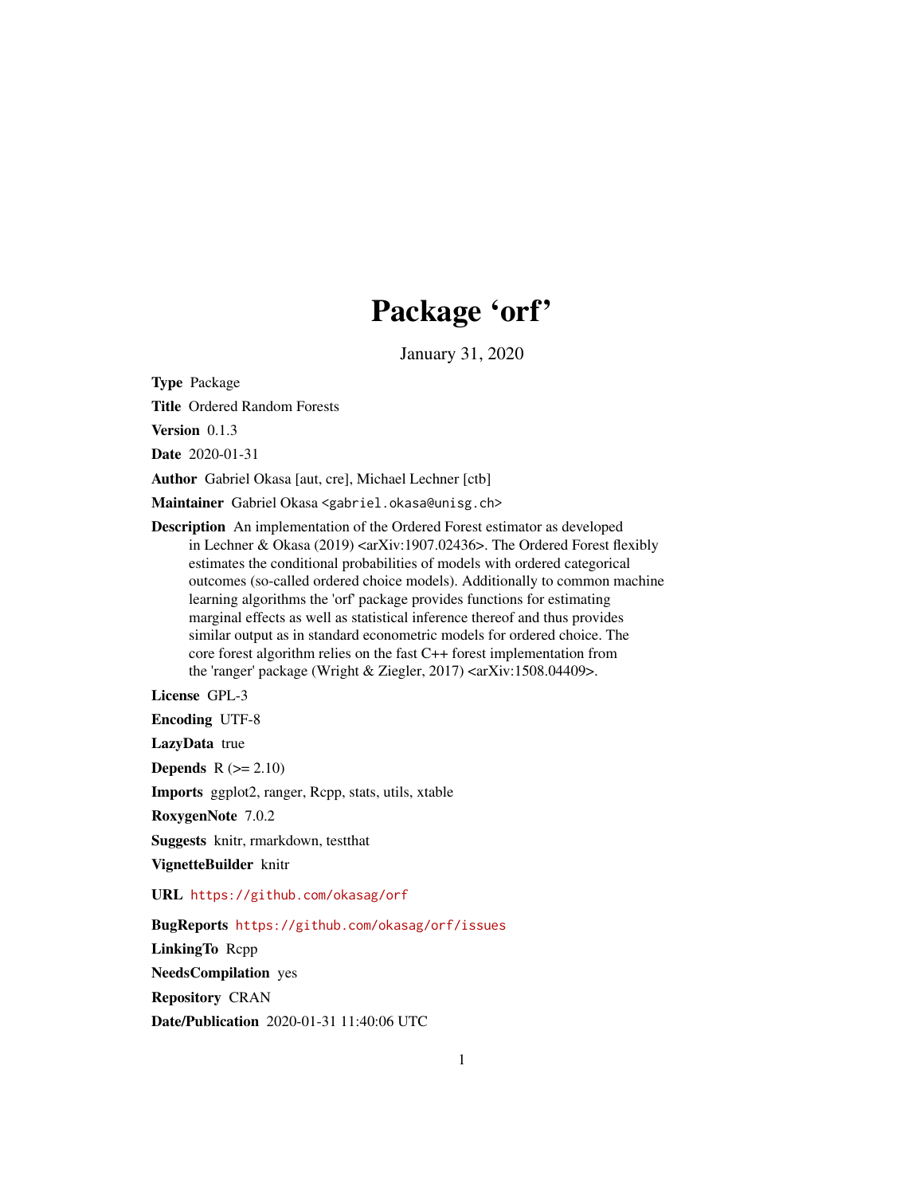# Package 'orf'

January 31, 2020

**Type** Package

**Title** Ordered Random Forests

**Version** 0.1.3

**Date** 2020-01-31

**Author** Gabriel Okasa [aut, cre], Michael Lechner [ctb]

**Maintainer** Gabriel Okasa <gabriel.okasa@unisg.ch>

**Description** An implementation of the Ordered Forest estimator as developed in Lechner & Okasa (2019) <arXiv:1907.02436>. The Ordered Forest flexibly estimates the conditional probabilities of models with ordered categorical outcomes (so-called ordered choice models). Additionally to common machine learning algorithms the 'orf' package provides functions for estimating marginal effects as well as statistical inference thereof and thus provides similar output as in standard econometric models for ordered choice. The core forest algorithm relies on the fast C++ forest implementation from the 'ranger' package (Wright & Ziegler, 2017) <arXiv:1508.04409>.

**License** GPL-3

**Encoding** UTF-8

**LazyData** true

**Depends** R (>= 2.10)

**Imports** ggplot2, ranger, Rcpp, stats, utils, xtable

**RoxygenNote** 7.0.2

**Suggests** knitr, rmarkdown, testthat

**VignetteBuilder** knitr

**URL** https://github.com/okasag/orf

**BugReports** https://github.com/okasag/orf/issues

**LinkingTo** Rcpp

**NeedsCompilation** yes

**Repository** CRAN

**Date/Publication** 2020-01-31 11:40:06 UTC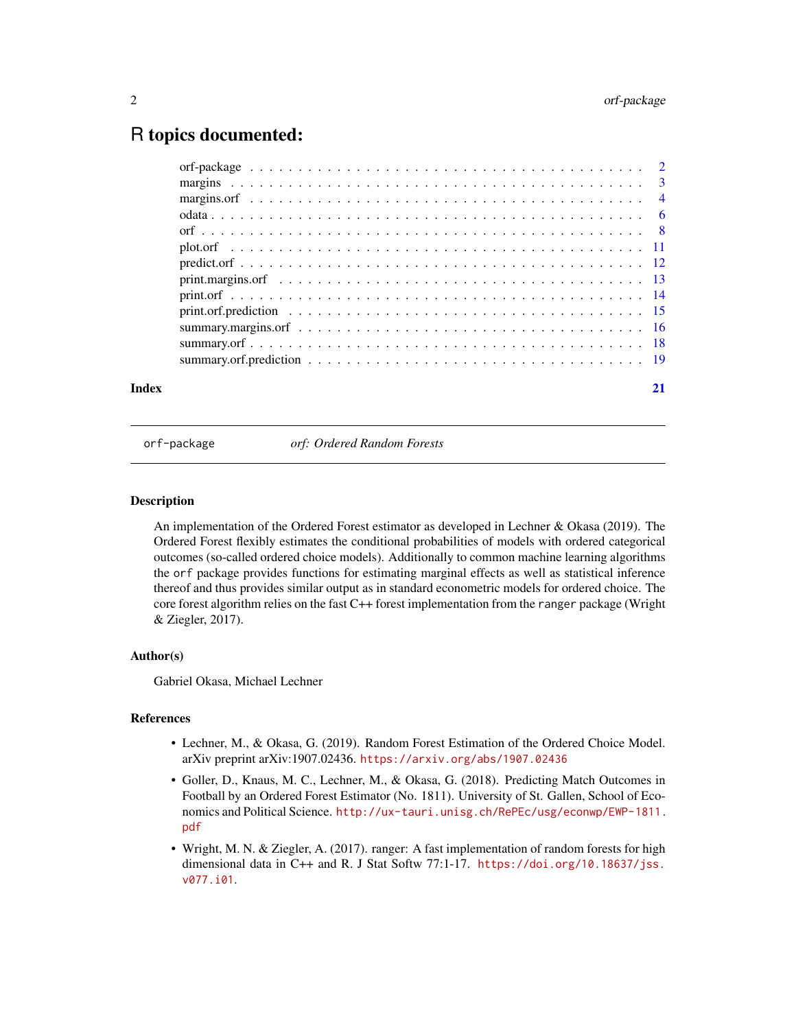# R topics documented:

| | |
|---|---|
| orf-package | 2 |
| margins | 3 |
| margins.orf | 4 |
| odata | 6 |
| orf | 8 |
| plot.orf | 11 |
| predict.orf | 12 |
| print.margins.orf | 13 |
| print.orf | 14 |
| print.orf.prediction | 15 |
| summary.margins.orf | 16 |
| summary.orf | 18 |
| summary.orf.prediction | 19 |
| **Index** | **21** |

---

`orf-package` *orf: Ordered Random Forests*

---

### Description

An implementation of the Ordered Forest estimator as developed in Lechner & Okasa (2019). The Ordered Forest flexibly estimates the conditional probabilities of models with ordered categorical outcomes (so-called ordered choice models). Additionally to common machine learning algorithms the `orf` package provides functions for estimating marginal effects as well as statistical inference thereof and thus provides similar output as in standard econometric models for ordered choice. The core forest algorithm relies on the fast C++ forest implementation from the `ranger` package (Wright & Ziegler, 2017).

### Author(s)

Gabriel Okasa, Michael Lechner

### References

- Lechner, M., & Okasa, G. (2019). Random Forest Estimation of the Ordered Choice Model. arXiv preprint arXiv:1907.02436. https://arxiv.org/abs/1907.02436
- Goller, D., Knaus, M. C., Lechner, M., & Okasa, G. (2018). Predicting Match Outcomes in Football by an Ordered Forest Estimator (No. 1811). University of St. Gallen, School of Economics and Political Science. http://ux-tauri.unisg.ch/RePEc/usg/econwp/EWP-1811.pdf
- Wright, M. N. & Ziegler, A. (2017). ranger: A fast implementation of random forests for high dimensional data in C++ and R. J Stat Softw 77:1-17. https://doi.org/10.18637/jss.v077.i01.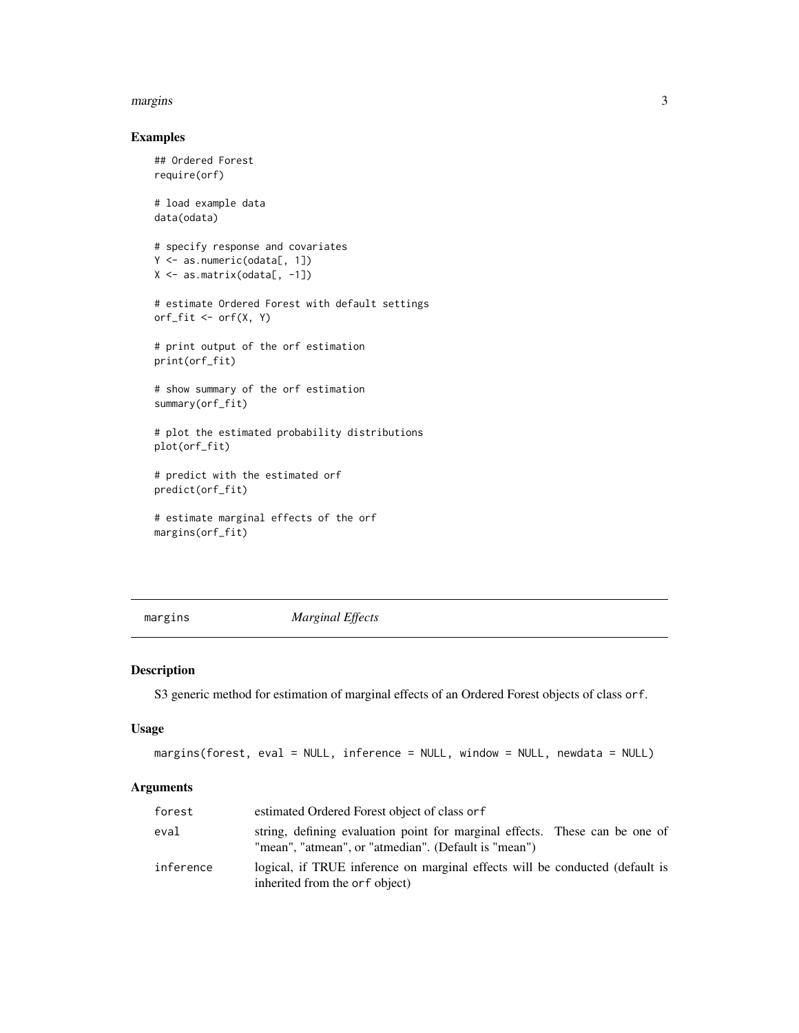## Examples

```
## Ordered Forest
require(orf)

# load example data
data(odata)

# specify response and covariates
Y <- as.numeric(odata[, 1])
X <- as.matrix(odata[, -1])

# estimate Ordered Forest with default settings
orf_fit <- orf(X, Y)

# print output of the orf estimation
print(orf_fit)

# show summary of the orf estimation
summary(orf_fit)

# plot the estimated probability distributions
plot(orf_fit)

# predict with the estimated orf
predict(orf_fit)

# estimate marginal effects of the orf
margins(orf_fit)
```

---

# margins *Marginal Effects*

## Description

S3 generic method for estimation of marginal effects of an Ordered Forest objects of class `orf`.

## Usage

```
margins(forest, eval = NULL, inference = NULL, window = NULL, newdata = NULL)
```

## Arguments

| | |
|---|---|
| `forest` | estimated Ordered Forest object of class `orf` |
| `eval` | string, defining evaluation point for marginal effects. These can be one of "mean", "atmean", or "atmedian". (Default is "mean") |
| `inference` | logical, if TRUE inference on marginal effects will be conducted (default is inherited from the `orf` object) |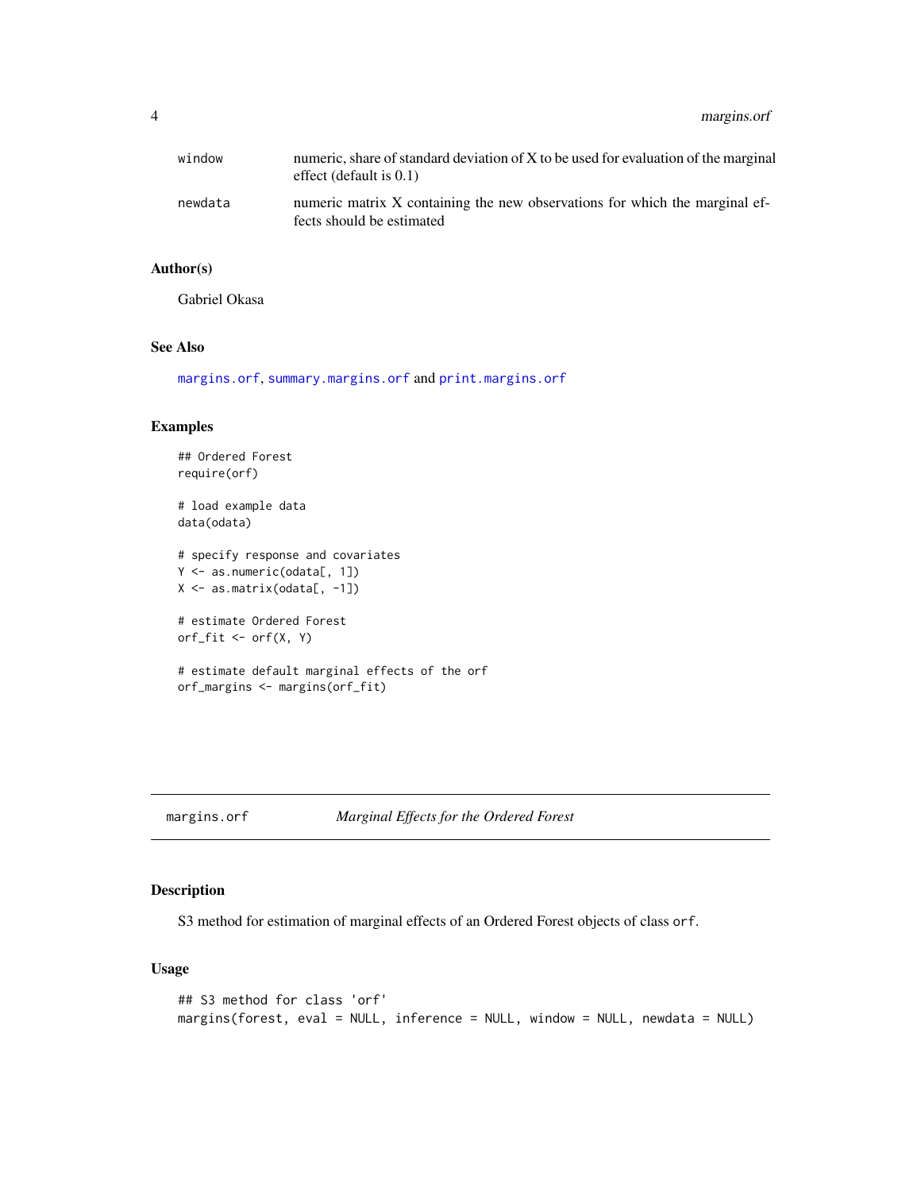| | |
|---|---|
| `window` | numeric, share of standard deviation of X to be used for evaluation of the marginal effect (default is 0.1) |
| `newdata` | numeric matrix X containing the new observations for which the marginal effects should be estimated |

### Author(s)

Gabriel Okasa

### See Also

`margins.orf`, `summary.margins.orf` and `print.margins.orf`

### Examples

```
## Ordered Forest
require(orf)

# load example data
data(odata)

# specify response and covariates
Y <- as.numeric(odata[, 1])
X <- as.matrix(odata[, -1])

# estimate Ordered Forest
orf_fit <- orf(X, Y)

# estimate default marginal effects of the orf
orf_margins <- margins(orf_fit)
```

---

## margins.orf — *Marginal Effects for the Ordered Forest*

### Description

S3 method for estimation of marginal effects of an Ordered Forest objects of class `orf`.

### Usage

```
## S3 method for class 'orf'
margins(forest, eval = NULL, inference = NULL, window = NULL, newdata = NULL)
```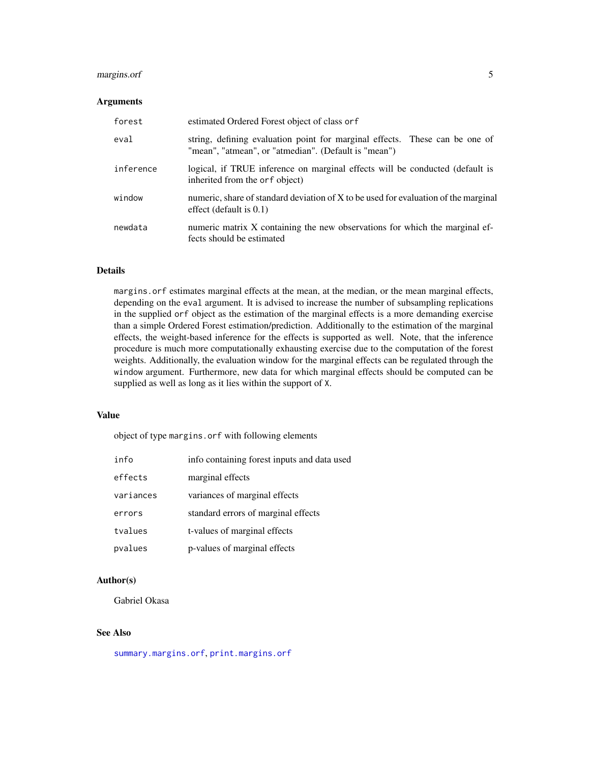### Arguments

| | |
|---|---|
| `forest` | estimated Ordered Forest object of class `orf` |
| `eval` | string, defining evaluation point for marginal effects. These can be one of "mean", "atmean", or "atmedian". (Default is "mean") |
| `inference` | logical, if TRUE inference on marginal effects will be conducted (default is inherited from the `orf` object) |
| `window` | numeric, share of standard deviation of X to be used for evaluation of the marginal effect (default is 0.1) |
| `newdata` | numeric matrix X containing the new observations for which the marginal effects should be estimated |

### Details

`margins.orf` estimates marginal effects at the mean, at the median, or the mean marginal effects, depending on the `eval` argument. It is advised to increase the number of subsampling replications in the supplied `orf` object as the estimation of the marginal effects is a more demanding exercise than a simple Ordered Forest estimation/prediction. Additionally to the estimation of the marginal effects, the weight-based inference for the effects is supported as well. Note, that the inference procedure is much more computationally exhausting exercise due to the computation of the forest weights. Additionally, the evaluation window for the marginal effects can be regulated through the `window` argument. Furthermore, new data for which marginal effects should be computed can be supplied as well as long as it lies within the support of `X`.

### Value

object of type `margins.orf` with following elements

| | |
|---|---|
| `info` | info containing forest inputs and data used |
| `effects` | marginal effects |
| `variances` | variances of marginal effects |
| `errors` | standard errors of marginal effects |
| `tvalues` | t-values of marginal effects |
| `pvalues` | p-values of marginal effects |

### Author(s)

Gabriel Okasa

### See Also

`summary.margins.orf`, `print.margins.orf`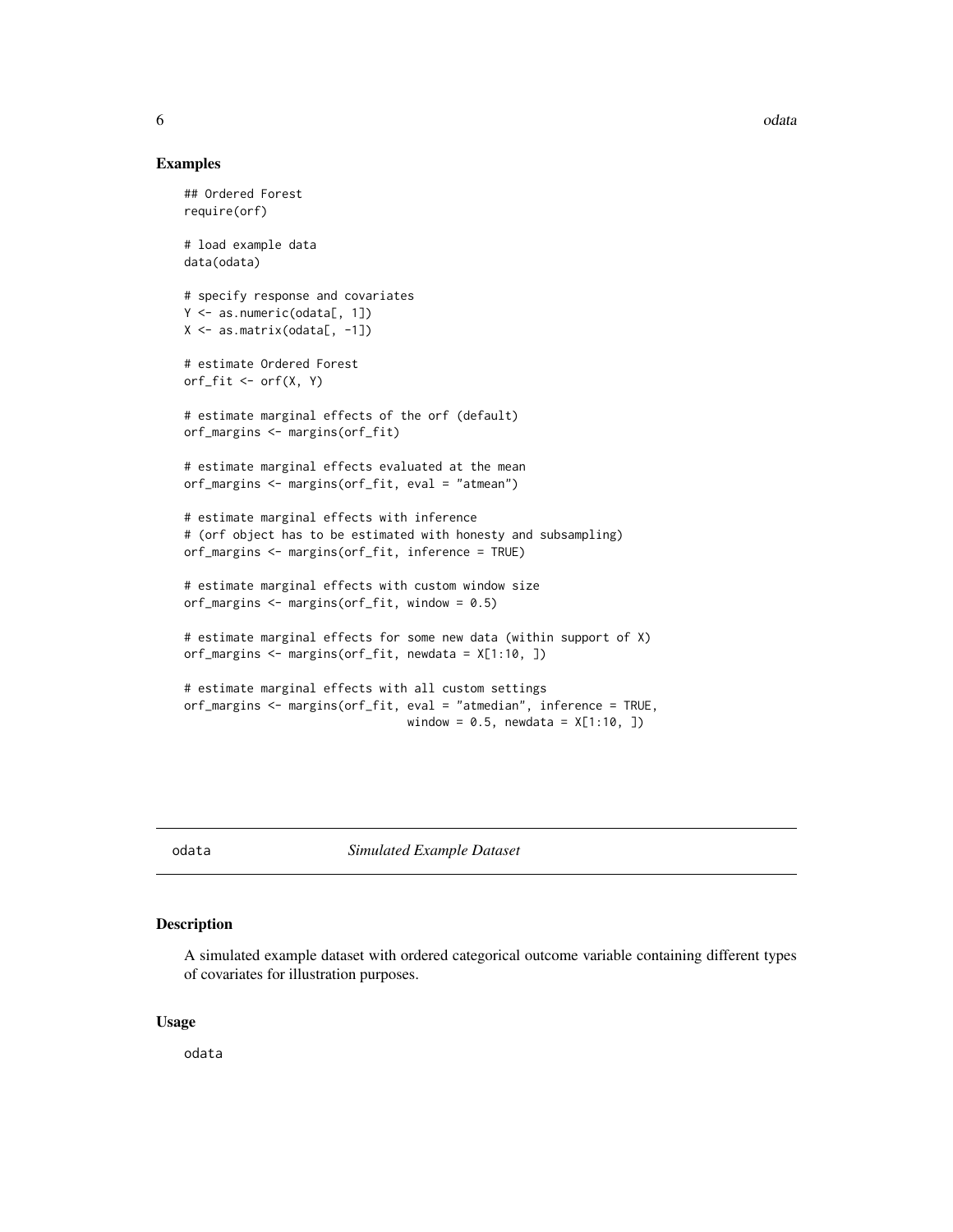## Examples

```
## Ordered Forest
require(orf)

# load example data
data(odata)

# specify response and covariates
Y <- as.numeric(odata[, 1])
X <- as.matrix(odata[, -1])

# estimate Ordered Forest
orf_fit <- orf(X, Y)

# estimate marginal effects of the orf (default)
orf_margins <- margins(orf_fit)

# estimate marginal effects evaluated at the mean
orf_margins <- margins(orf_fit, eval = "atmean")

# estimate marginal effects with inference
# (orf object has to be estimated with honesty and subsampling)
orf_margins <- margins(orf_fit, inference = TRUE)

# estimate marginal effects with custom window size
orf_margins <- margins(orf_fit, window = 0.5)

# estimate marginal effects for some new data (within support of X)
orf_margins <- margins(orf_fit, newdata = X[1:10, ])

# estimate marginal effects with all custom settings
orf_margins <- margins(orf_fit, eval = "atmedian", inference = TRUE,
                                window = 0.5, newdata = X[1:10, ])
```

---

# odata — *Simulated Example Dataset*

---

## Description

A simulated example dataset with ordered categorical outcome variable containing different types of covariates for illustration purposes.

## Usage

```
odata
```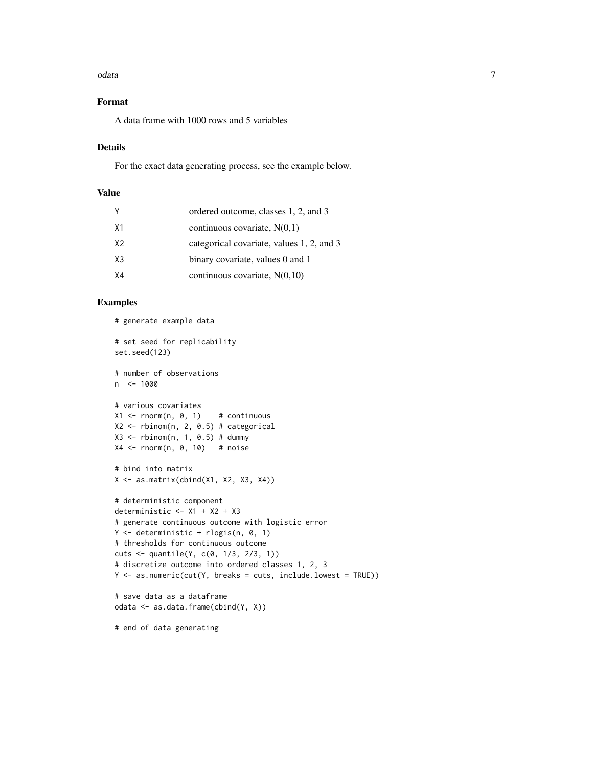### Format

A data frame with 1000 rows and 5 variables

### Details

For the exact data generating process, see the example below.

### Value

| | |
|---|---|
| Y | ordered outcome, classes 1, 2, and 3 |
| X1 | continuous covariate, N(0,1) |
| X2 | categorical covariate, values 1, 2, and 3 |
| X3 | binary covariate, values 0 and 1 |
| X4 | continuous covariate, N(0,10) |

### Examples

```
# generate example data

# set seed for replicability
set.seed(123)

# number of observations
n  <- 1000

# various covariates
X1 <- rnorm(n, 0, 1)    # continuous
X2 <- rbinom(n, 2, 0.5) # categorical
X3 <- rbinom(n, 1, 0.5) # dummy
X4 <- rnorm(n, 0, 10)   # noise

# bind into matrix
X <- as.matrix(cbind(X1, X2, X3, X4))

# deterministic component
deterministic <- X1 + X2 + X3
# generate continuous outcome with logistic error
Y <- deterministic + rlogis(n, 0, 1)
# thresholds for continuous outcome
cuts <- quantile(Y, c(0, 1/3, 2/3, 1))
# discretize outcome into ordered classes 1, 2, 3
Y <- as.numeric(cut(Y, breaks = cuts, include.lowest = TRUE))

# save data as a dataframe
odata <- as.data.frame(cbind(Y, X))

# end of data generating
```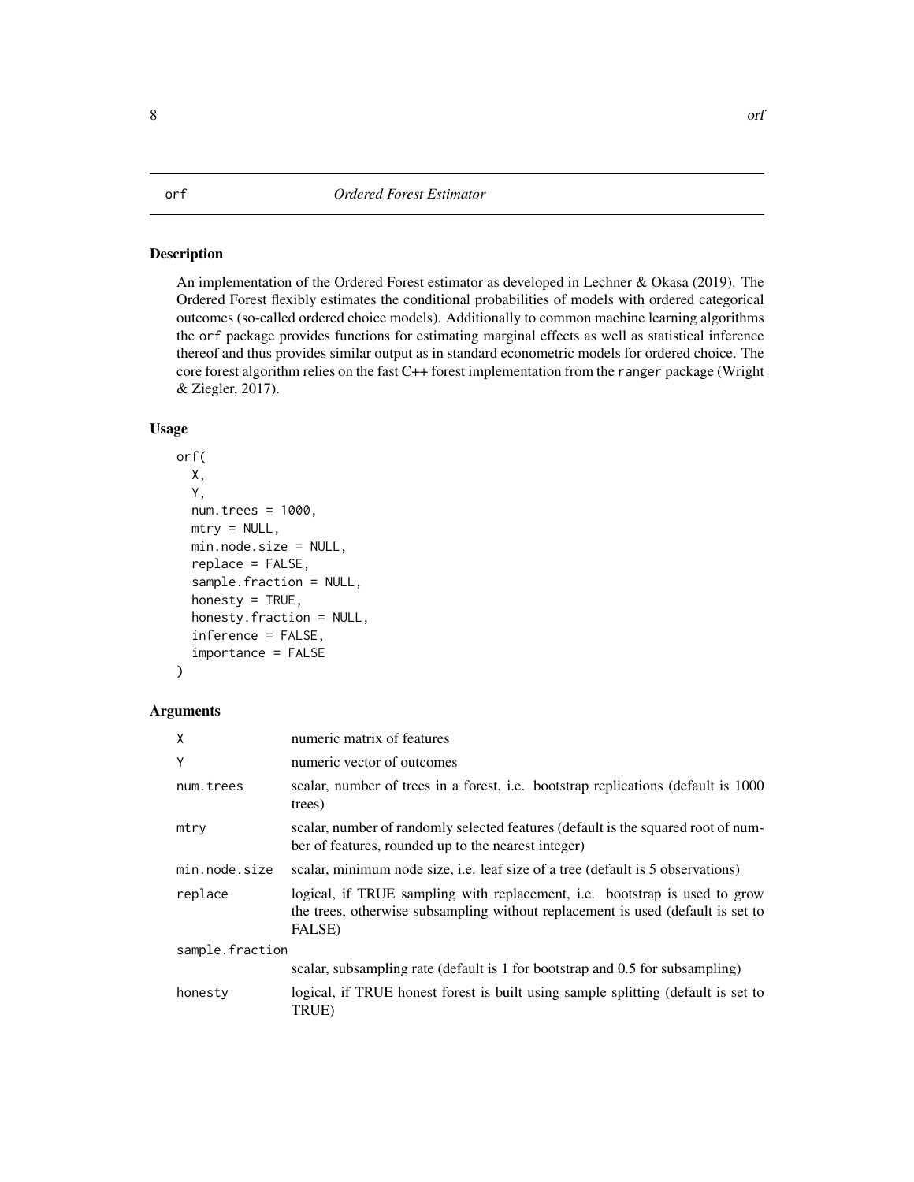orf *Ordered Forest Estimator*

## Description

An implementation of the Ordered Forest estimator as developed in Lechner & Okasa (2019). The Ordered Forest flexibly estimates the conditional probabilities of models with ordered categorical outcomes (so-called ordered choice models). Additionally to common machine learning algorithms the `orf` package provides functions for estimating marginal effects as well as statistical inference thereof and thus provides similar output as in standard econometric models for ordered choice. The core forest algorithm relies on the fast C++ forest implementation from the `ranger` package (Wright & Ziegler, 2017).

## Usage

```
orf(
  X,
  Y,
  num.trees = 1000,
  mtry = NULL,
  min.node.size = NULL,
  replace = FALSE,
  sample.fraction = NULL,
  honesty = TRUE,
  honesty.fraction = NULL,
  inference = FALSE,
  importance = FALSE
)
```

## Arguments

| | |
|---|---|
| `X` | numeric matrix of features |
| `Y` | numeric vector of outcomes |
| `num.trees` | scalar, number of trees in a forest, i.e. bootstrap replications (default is 1000 trees) |
| `mtry` | scalar, number of randomly selected features (default is the squared root of number of features, rounded up to the nearest integer) |
| `min.node.size` | scalar, minimum node size, i.e. leaf size of a tree (default is 5 observations) |
| `replace` | logical, if TRUE sampling with replacement, i.e. bootstrap is used to grow the trees, otherwise subsampling without replacement is used (default is set to FALSE) |
| `sample.fraction` | scalar, subsampling rate (default is 1 for bootstrap and 0.5 for subsampling) |
| `honesty` | logical, if TRUE honest forest is built using sample splitting (default is set to TRUE) |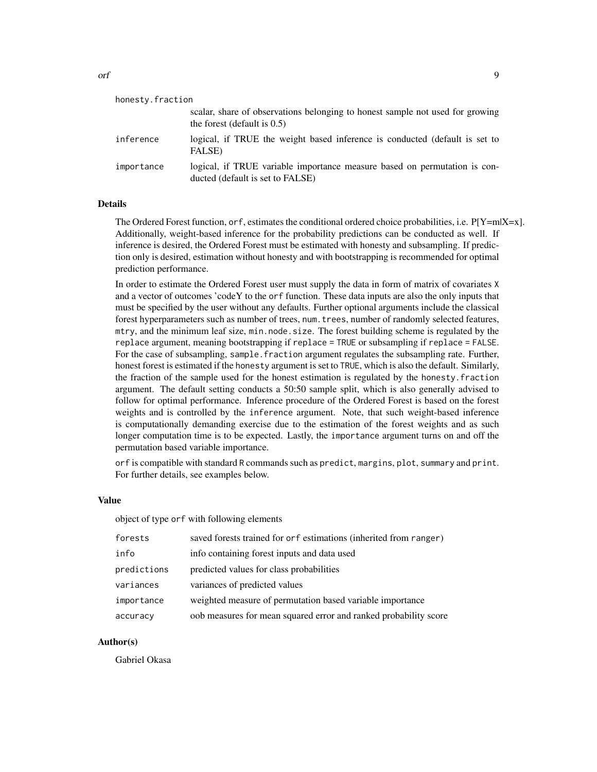| | |
|---|---|
| `honesty.fraction` | scalar, share of observations belonging to honest sample not used for growing the forest (default is 0.5) |
| `inference` | logical, if TRUE the weight based inference is conducted (default is set to FALSE) |
| `importance` | logical, if TRUE variable importance measure based on permutation is conducted (default is set to FALSE) |

### Details

The Ordered Forest function, `orf`, estimates the conditional ordered choice probabilities, i.e. P[Y=m|X=x]. Additionally, weight-based inference for the probability predictions can be conducted as well. If inference is desired, the Ordered Forest must be estimated with honesty and subsampling. If prediction only is desired, estimation without honesty and with bootstrapping is recommended for optimal prediction performance.

In order to estimate the Ordered Forest user must supply the data in form of matrix of covariates `X` and a vector of outcomes 'codeY to the `orf` function. These data inputs are also the only inputs that must be specified by the user without any defaults. Further optional arguments include the classical forest hyperparameters such as number of trees, `num.trees`, number of randomly selected features, `mtry`, and the minimum leaf size, `min.node.size`. The forest building scheme is regulated by the `replace` argument, meaning bootstrapping if `replace = TRUE` or subsampling if `replace = FALSE`. For the case of subsampling, `sample.fraction` argument regulates the subsampling rate. Further, honest forest is estimated if the `honesty` argument is set to `TRUE`, which is also the default. Similarly, the fraction of the sample used for the honest estimation is regulated by the `honesty.fraction` argument. The default setting conducts a 50:50 sample split, which is also generally advised to follow for optimal performance. Inference procedure of the Ordered Forest is based on the forest weights and is controlled by the `inference` argument. Note, that such weight-based inference is computationally demanding exercise due to the estimation of the forest weights and as such longer computation time is to be expected. Lastly, the `importance` argument turns on and off the permutation based variable importance.

`orf` is compatible with standard `R` commands such as `predict`, `margins`, `plot`, `summary` and `print`. For further details, see examples below.

### Value

object of type `orf` with following elements

| | |
|---|---|
| `forests` | saved forests trained for `orf` estimations (inherited from `ranger`) |
| `info` | info containing forest inputs and data used |
| `predictions` | predicted values for class probabilities |
| `variances` | variances of predicted values |
| `importance` | weighted measure of permutation based variable importance |
| `accuracy` | oob measures for mean squared error and ranked probability score |

### Author(s)

Gabriel Okasa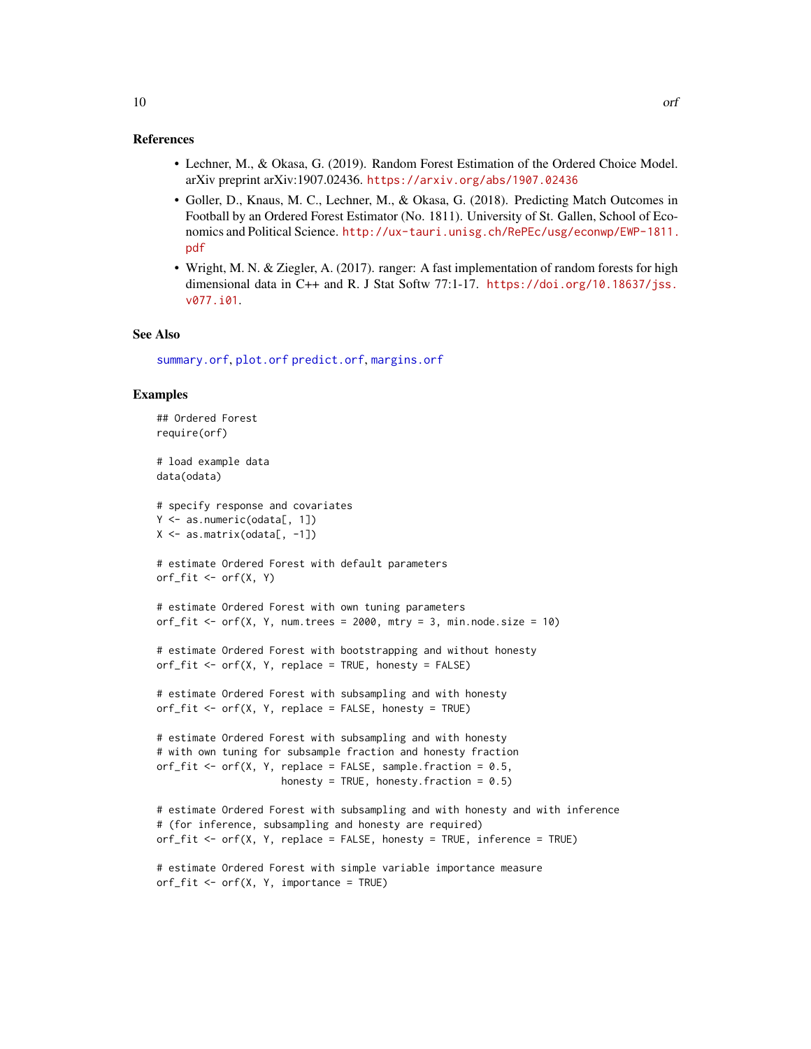### References

- Lechner, M., & Okasa, G. (2019). Random Forest Estimation of the Ordered Choice Model. arXiv preprint arXiv:1907.02436. https://arxiv.org/abs/1907.02436
- Goller, D., Knaus, M. C., Lechner, M., & Okasa, G. (2018). Predicting Match Outcomes in Football by an Ordered Forest Estimator (No. 1811). University of St. Gallen, School of Economics and Political Science. http://ux-tauri.unisg.ch/RePEc/usg/econwp/EWP-1811.pdf
- Wright, M. N. & Ziegler, A. (2017). ranger: A fast implementation of random forests for high dimensional data in C++ and R. J Stat Softw 77:1-17. https://doi.org/10.18637/jss.v077.i01.

### See Also

summary.orf, plot.orf predict.orf, margins.orf

### Examples

```
## Ordered Forest
require(orf)

# load example data
data(odata)

# specify response and covariates
Y <- as.numeric(odata[, 1])
X <- as.matrix(odata[, -1])

# estimate Ordered Forest with default parameters
orf_fit <- orf(X, Y)

# estimate Ordered Forest with own tuning parameters
orf_fit <- orf(X, Y, num.trees = 2000, mtry = 3, min.node.size = 10)

# estimate Ordered Forest with bootstrapping and without honesty
orf_fit <- orf(X, Y, replace = TRUE, honesty = FALSE)

# estimate Ordered Forest with subsampling and with honesty
orf_fit <- orf(X, Y, replace = FALSE, honesty = TRUE)

# estimate Ordered Forest with subsampling and with honesty
# with own tuning for subsample fraction and honesty fraction
orf_fit <- orf(X, Y, replace = FALSE, sample.fraction = 0.5,
                     honesty = TRUE, honesty.fraction = 0.5)

# estimate Ordered Forest with subsampling and with honesty and with inference
# (for inference, subsampling and honesty are required)
orf_fit <- orf(X, Y, replace = FALSE, honesty = TRUE, inference = TRUE)

# estimate Ordered Forest with simple variable importance measure
orf_fit <- orf(X, Y, importance = TRUE)
```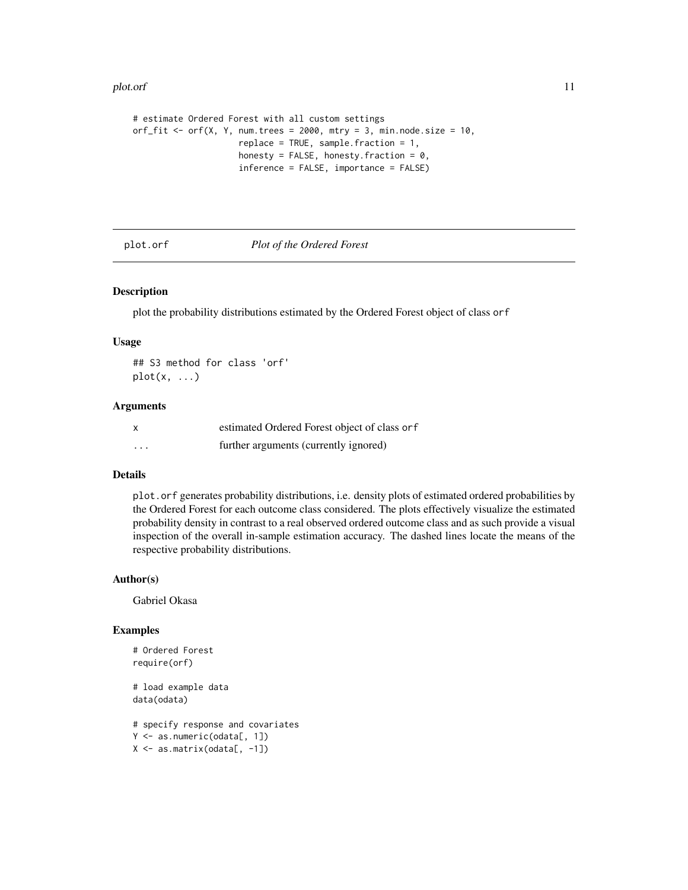```
# estimate Ordered Forest with all custom settings
orf_fit <- orf(X, Y, num.trees = 2000, mtry = 3, min.node.size = 10,
                     replace = TRUE, sample.fraction = 1,
                     honesty = FALSE, honesty.fraction = 0,
                     inference = FALSE, importance = FALSE)
```

## plot.orf — *Plot of the Ordered Forest*

### Description

plot the probability distributions estimated by the Ordered Forest object of class `orf`

### Usage

```
## S3 method for class 'orf'
plot(x, ...)
```

### Arguments

| | |
|---|---|
| x | estimated Ordered Forest object of class `orf` |
| ... | further arguments (currently ignored) |

### Details

`plot.orf` generates probability distributions, i.e. density plots of estimated ordered probabilities by the Ordered Forest for each outcome class considered. The plots effectively visualize the estimated probability density in contrast to a real observed ordered outcome class and as such provide a visual inspection of the overall in-sample estimation accuracy. The dashed lines locate the means of the respective probability distributions.

### Author(s)

Gabriel Okasa

### Examples

```
# Ordered Forest
require(orf)

# load example data
data(odata)

# specify response and covariates
Y <- as.numeric(odata[, 1])
X <- as.matrix(odata[, -1])
```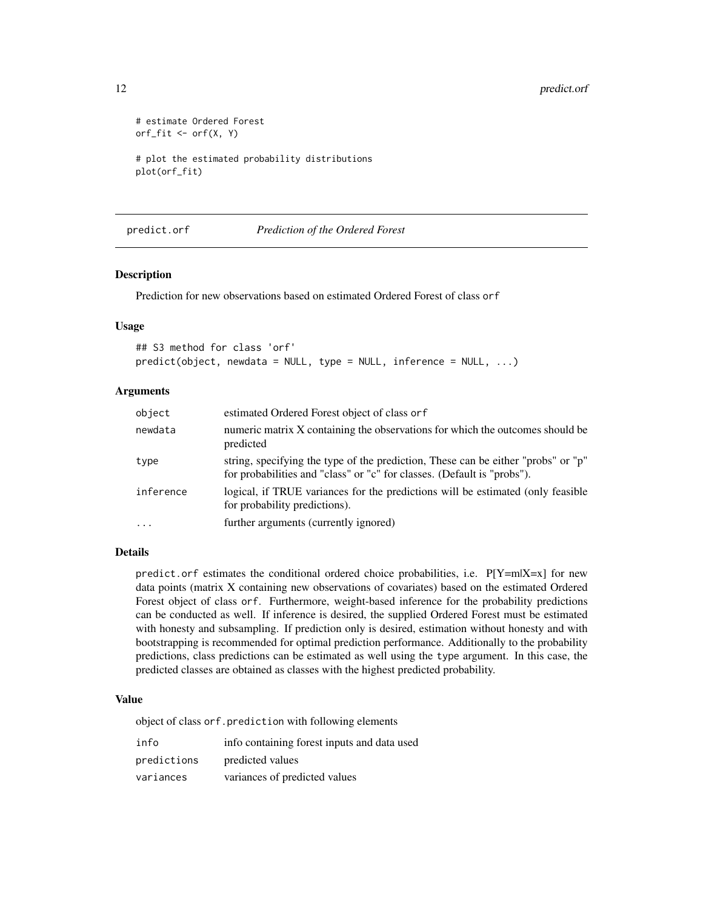```
# estimate Ordered Forest
orf_fit <- orf(X, Y)

# plot the estimated probability distributions
plot(orf_fit)
```

---

## predict.orf *Prediction of the Ordered Forest*

### Description

Prediction for new observations based on estimated Ordered Forest of class `orf`

### Usage

```
## S3 method for class 'orf'
predict(object, newdata = NULL, type = NULL, inference = NULL, ...)
```

### Arguments

| | |
|---|---|
| `object` | estimated Ordered Forest object of class `orf` |
| `newdata` | numeric matrix X containing the observations for which the outcomes should be predicted |
| `type` | string, specifying the type of the prediction, These can be either "probs" or "p" for probabilities and "class" or "c" for classes. (Default is "probs"). |
| `inference` | logical, if TRUE variances for the predictions will be estimated (only feasible for probability predictions). |
| `...` | further arguments (currently ignored) |

### Details

`predict.orf` estimates the conditional ordered choice probabilities, i.e. P[Y=m|X=x] for new data points (matrix X containing new observations of covariates) based on the estimated Ordered Forest object of class `orf`. Furthermore, weight-based inference for the probability predictions can be conducted as well. If inference is desired, the supplied Ordered Forest must be estimated with honesty and subsampling. If prediction only is desired, estimation without honesty and with bootstrapping is recommended for optimal prediction performance. Additionally to the probability predictions, class predictions can be estimated as well using the `type` argument. In this case, the predicted classes are obtained as classes with the highest predicted probability.

### Value

object of class `orf.prediction` with following elements

| | |
|---|---|
| `info` | info containing forest inputs and data used |
| `predictions` | predicted values |
| `variances` | variances of predicted values |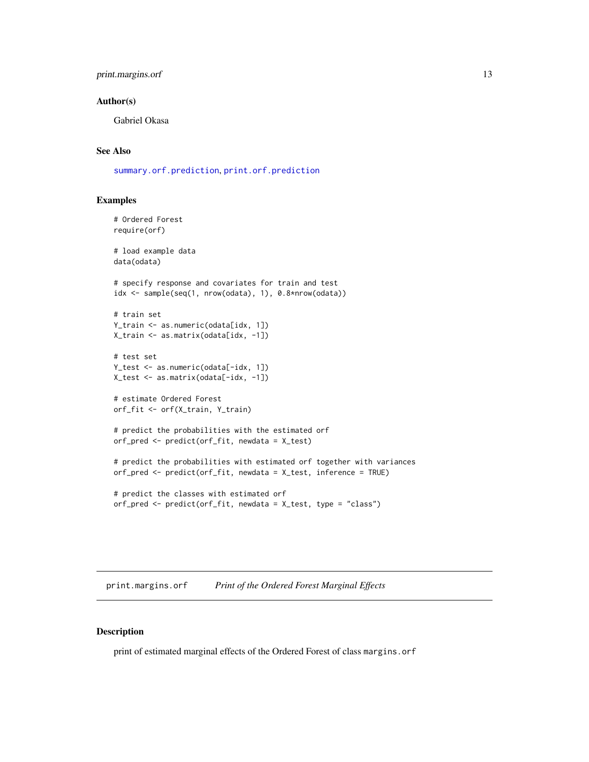## Author(s)

Gabriel Okasa

## See Also

summary.orf.prediction, print.orf.prediction

## Examples

```
# Ordered Forest
require(orf)

# load example data
data(odata)

# specify response and covariates for train and test
idx <- sample(seq(1, nrow(odata), 1), 0.8*nrow(odata))

# train set
Y_train <- as.numeric(odata[idx, 1])
X_train <- as.matrix(odata[idx, -1])

# test set
Y_test <- as.numeric(odata[-idx, 1])
X_test <- as.matrix(odata[-idx, -1])

# estimate Ordered Forest
orf_fit <- orf(X_train, Y_train)

# predict the probabilities with the estimated orf
orf_pred <- predict(orf_fit, newdata = X_test)

# predict the probabilities with estimated orf together with variances
orf_pred <- predict(orf_fit, newdata = X_test, inference = TRUE)

# predict the classes with estimated orf
orf_pred <- predict(orf_fit, newdata = X_test, type = "class")
```

# print.margins.orf    *Print of the Ordered Forest Marginal Effects*

## Description

print of estimated marginal effects of the Ordered Forest of class `margins.orf`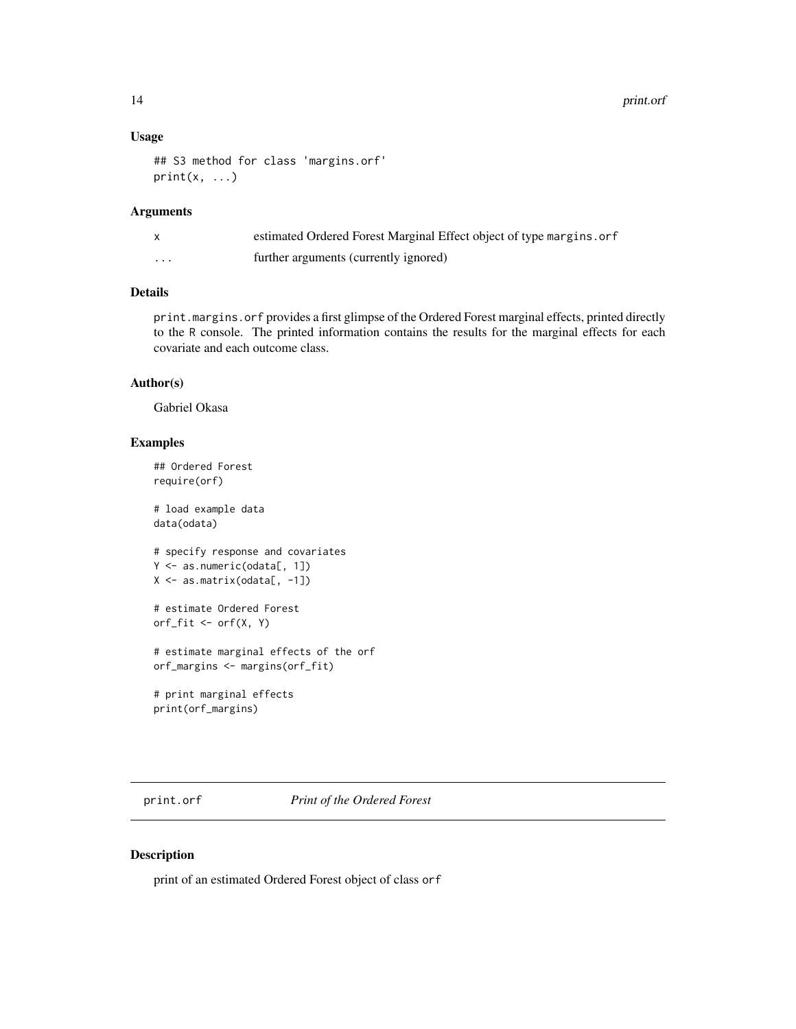### Usage

```
## S3 method for class 'margins.orf'
print(x, ...)
```

### Arguments

| | |
|---|---|
| x | estimated Ordered Forest Marginal Effect object of type margins.orf |
| ... | further arguments (currently ignored) |

### Details

print.margins.orf provides a first glimpse of the Ordered Forest marginal effects, printed directly to the R console. The printed information contains the results for the marginal effects for each covariate and each outcome class.

### Author(s)

Gabriel Okasa

### Examples

```
## Ordered Forest
require(orf)

# load example data
data(odata)

# specify response and covariates
Y <- as.numeric(odata[, 1])
X <- as.matrix(odata[, -1])

# estimate Ordered Forest
orf_fit <- orf(X, Y)

# estimate marginal effects of the orf
orf_margins <- margins(orf_fit)

# print marginal effects
print(orf_margins)
```

---

## print.orf *Print of the Ordered Forest*

### Description

print of an estimated Ordered Forest object of class orf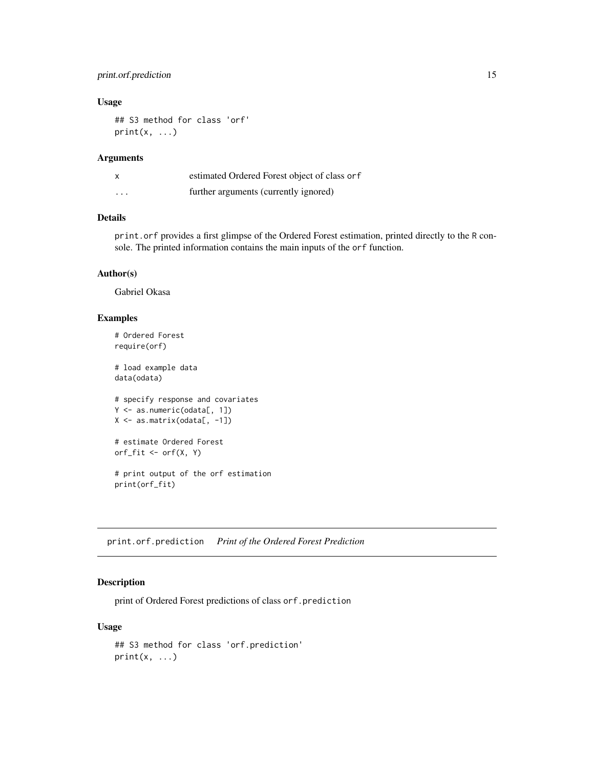## Usage

```
## S3 method for class 'orf'
print(x, ...)
```

## Arguments

| | |
|---|---|
| x | estimated Ordered Forest object of class `orf` |
| ... | further arguments (currently ignored) |

## Details

`print.orf` provides a first glimpse of the Ordered Forest estimation, printed directly to the R console. The printed information contains the main inputs of the `orf` function.

## Author(s)

Gabriel Okasa

## Examples

```
# Ordered Forest
require(orf)

# load example data
data(odata)

# specify response and covariates
Y <- as.numeric(odata[, 1])
X <- as.matrix(odata[, -1])

# estimate Ordered Forest
orf_fit <- orf(X, Y)

# print output of the orf estimation
print(orf_fit)
```

---

# print.orf.prediction *Print of the Ordered Forest Prediction*

## Description

print of Ordered Forest predictions of class `orf.prediction`

## Usage

```
## S3 method for class 'orf.prediction'
print(x, ...)
```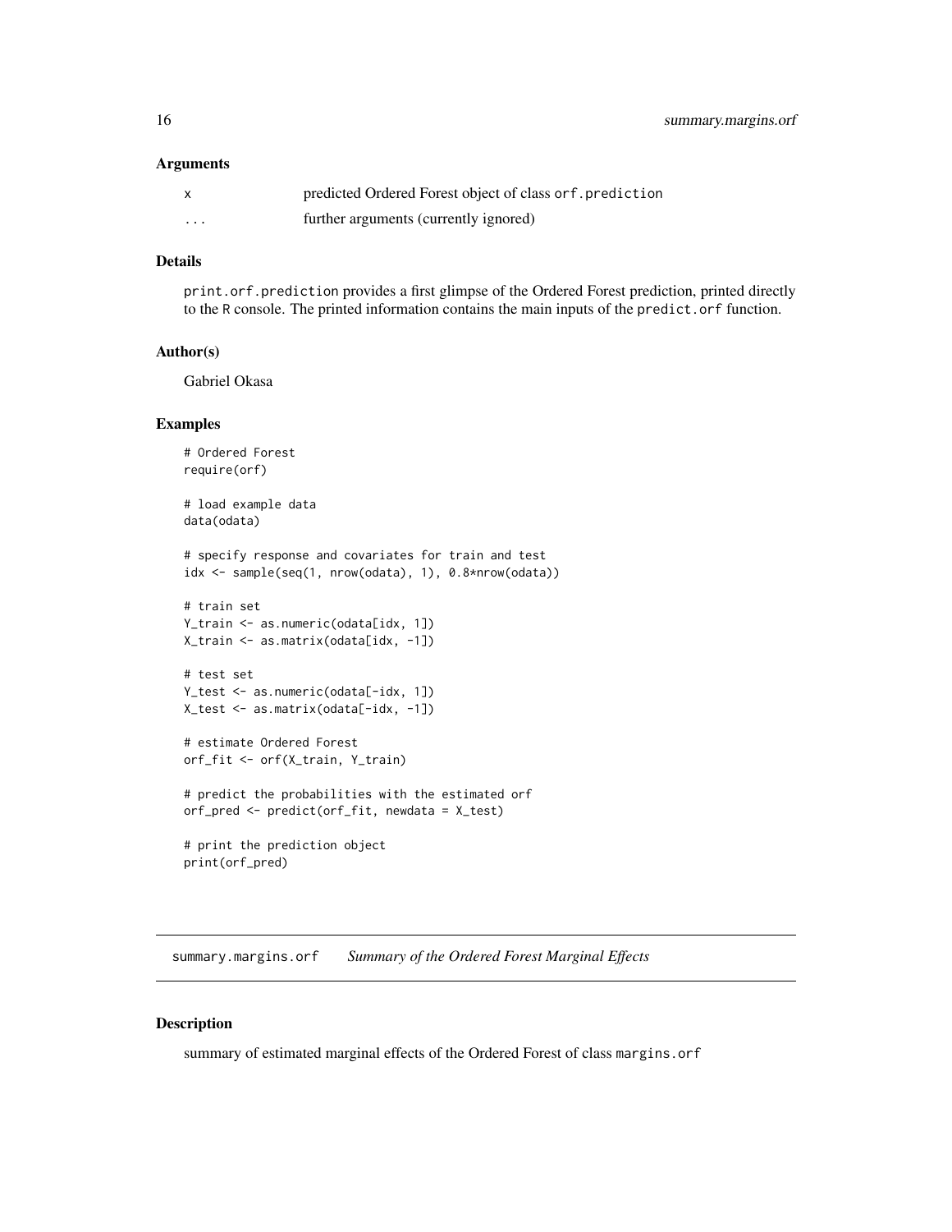### Arguments

| | |
|---|---|
| x | predicted Ordered Forest object of class `orf.prediction` |
| ... | further arguments (currently ignored) |

### Details

`print.orf.prediction` provides a first glimpse of the Ordered Forest prediction, printed directly to the R console. The printed information contains the main inputs of the `predict.orf` function.

### Author(s)

Gabriel Okasa

### Examples

```
# Ordered Forest
require(orf)

# load example data
data(odata)

# specify response and covariates for train and test
idx <- sample(seq(1, nrow(odata), 1), 0.8*nrow(odata))

# train set
Y_train <- as.numeric(odata[idx, 1])
X_train <- as.matrix(odata[idx, -1])

# test set
Y_test <- as.numeric(odata[-idx, 1])
X_test <- as.matrix(odata[-idx, -1])

# estimate Ordered Forest
orf_fit <- orf(X_train, Y_train)

# predict the probabilities with the estimated orf
orf_pred <- predict(orf_fit, newdata = X_test)

# print the prediction object
print(orf_pred)
```

---

## summary.margins.orf    *Summary of the Ordered Forest Marginal Effects*

### Description

summary of estimated marginal effects of the Ordered Forest of class `margins.orf`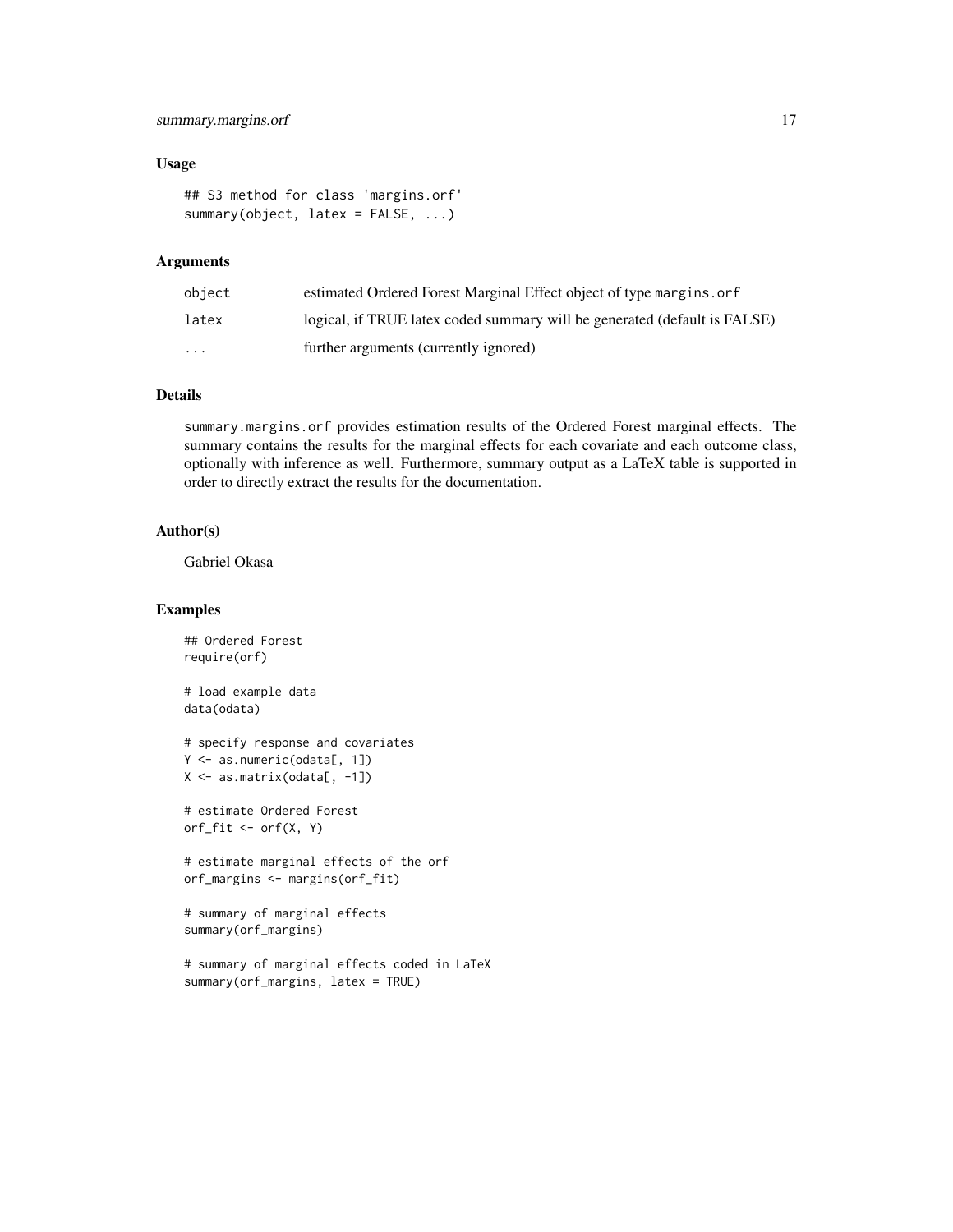### Usage

```
## S3 method for class 'margins.orf'
summary(object, latex = FALSE, ...)
```

### Arguments

| | |
|---|---|
| object | estimated Ordered Forest Marginal Effect object of type margins.orf |
| latex | logical, if TRUE latex coded summary will be generated (default is FALSE) |
| ... | further arguments (currently ignored) |

### Details

summary.margins.orf provides estimation results of the Ordered Forest marginal effects. The summary contains the results for the marginal effects for each covariate and each outcome class, optionally with inference as well. Furthermore, summary output as a LaTeX table is supported in order to directly extract the results for the documentation.

### Author(s)

Gabriel Okasa

### Examples

```
## Ordered Forest
require(orf)

# load example data
data(odata)

# specify response and covariates
Y <- as.numeric(odata[, 1])
X <- as.matrix(odata[, -1])

# estimate Ordered Forest
orf_fit <- orf(X, Y)

# estimate marginal effects of the orf
orf_margins <- margins(orf_fit)

# summary of marginal effects
summary(orf_margins)

# summary of marginal effects coded in LaTeX
summary(orf_margins, latex = TRUE)
```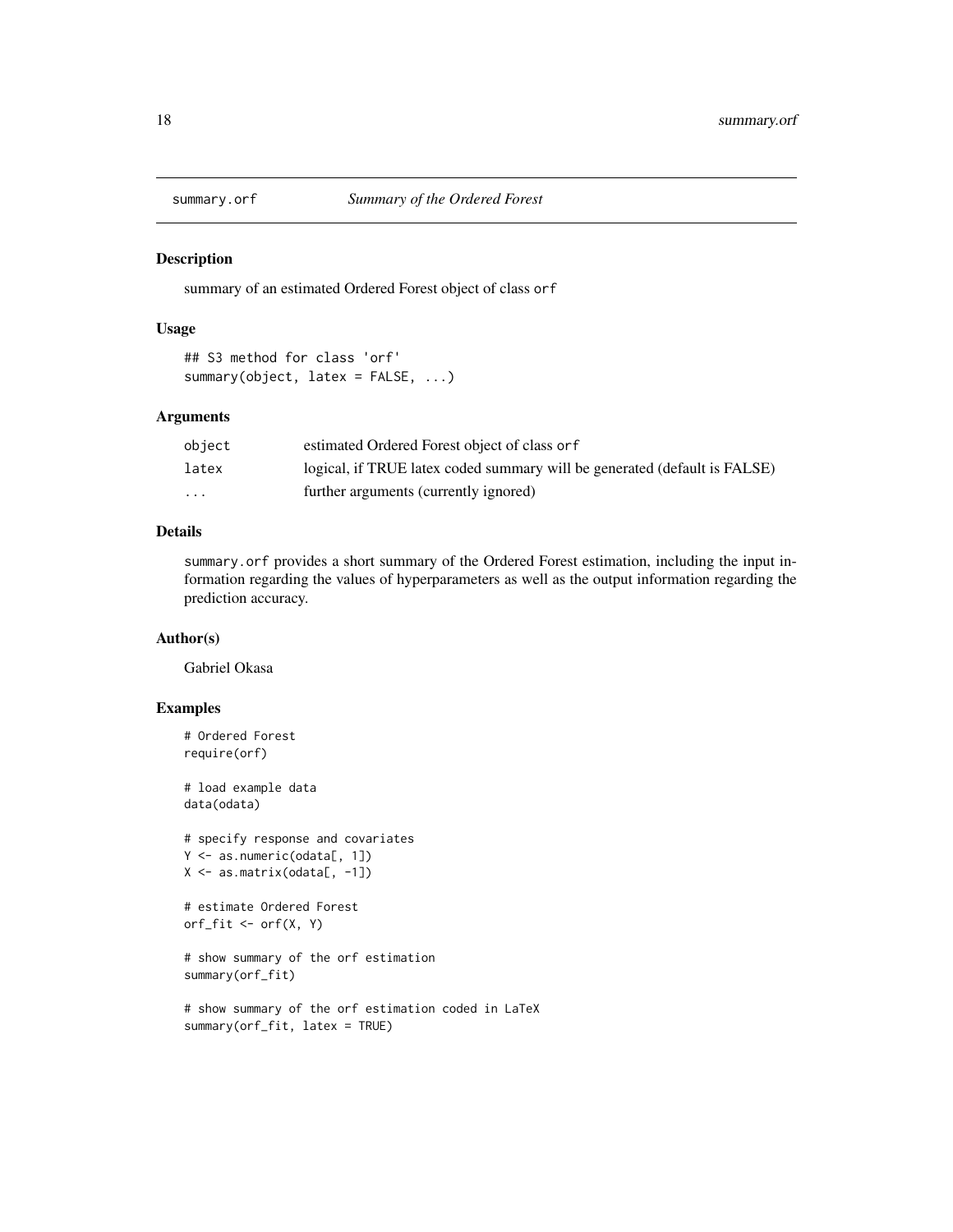## summary.orf *Summary of the Ordered Forest*

### Description

summary of an estimated Ordered Forest object of class `orf`

### Usage

```
## S3 method for class 'orf'
summary(object, latex = FALSE, ...)
```

### Arguments

| | |
|---|---|
| `object` | estimated Ordered Forest object of class `orf` |
| `latex` | logical, if TRUE latex coded summary will be generated (default is FALSE) |
| `...` | further arguments (currently ignored) |

### Details

`summary.orf` provides a short summary of the Ordered Forest estimation, including the input information regarding the values of hyperparameters as well as the output information regarding the prediction accuracy.

### Author(s)

Gabriel Okasa

### Examples

```
# Ordered Forest
require(orf)

# load example data
data(odata)

# specify response and covariates
Y <- as.numeric(odata[, 1])
X <- as.matrix(odata[, -1])

# estimate Ordered Forest
orf_fit <- orf(X, Y)

# show summary of the orf estimation
summary(orf_fit)

# show summary of the orf estimation coded in LaTeX
summary(orf_fit, latex = TRUE)
```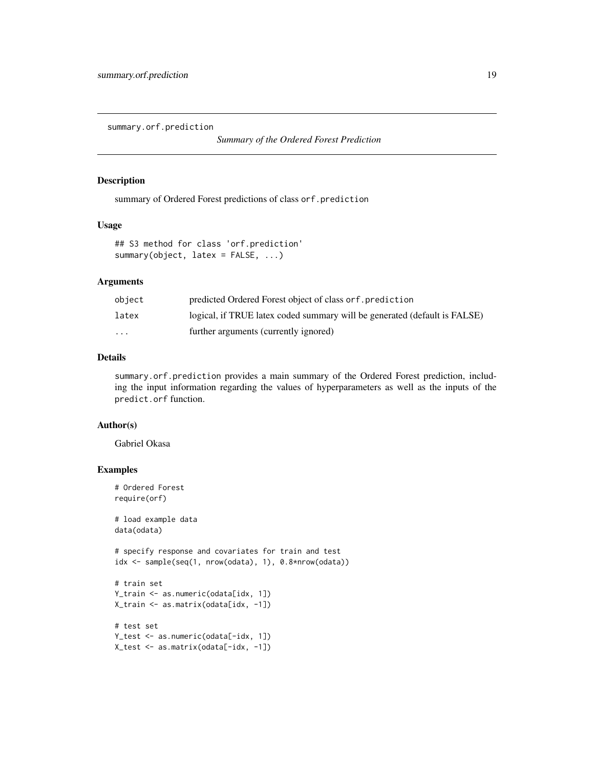summary.orf.prediction

*Summary of the Ordered Forest Prediction*

## Description

summary of Ordered Forest predictions of class `orf.prediction`

## Usage

```
## S3 method for class 'orf.prediction'
summary(object, latex = FALSE, ...)
```

## Arguments

| | |
|---|---|
| `object` | predicted Ordered Forest object of class `orf.prediction` |
| `latex` | logical, if TRUE latex coded summary will be generated (default is FALSE) |
| `...` | further arguments (currently ignored) |

## Details

`summary.orf.prediction` provides a main summary of the Ordered Forest prediction, including the input information regarding the values of hyperparameters as well as the inputs of the `predict.orf` function.

## Author(s)

Gabriel Okasa

## Examples

```
# Ordered Forest
require(orf)

# load example data
data(odata)

# specify response and covariates for train and test
idx <- sample(seq(1, nrow(odata), 1), 0.8*nrow(odata))

# train set
Y_train <- as.numeric(odata[idx, 1])
X_train <- as.matrix(odata[idx, -1])

# test set
Y_test <- as.numeric(odata[-idx, 1])
X_test <- as.matrix(odata[-idx, -1])
```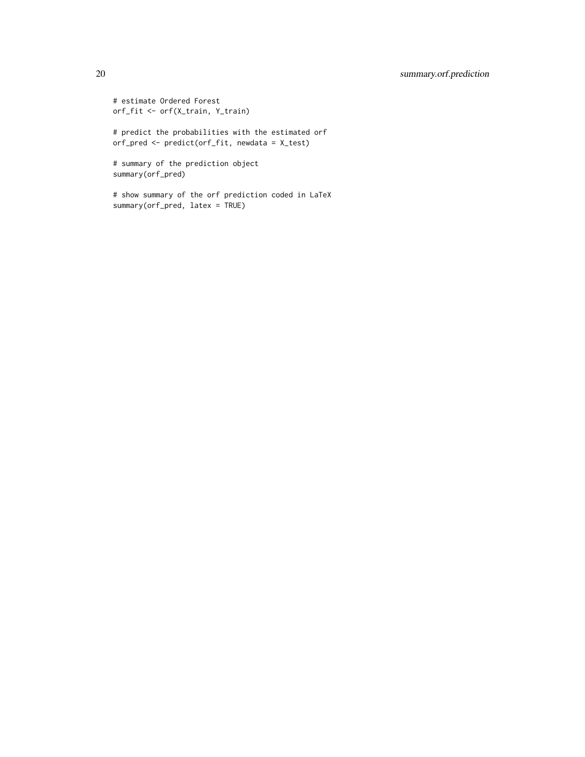```
# estimate Ordered Forest
orf_fit <- orf(X_train, Y_train)

# predict the probabilities with the estimated orf
orf_pred <- predict(orf_fit, newdata = X_test)

# summary of the prediction object
summary(orf_pred)

# show summary of the orf prediction coded in LaTeX
summary(orf_pred, latex = TRUE)
```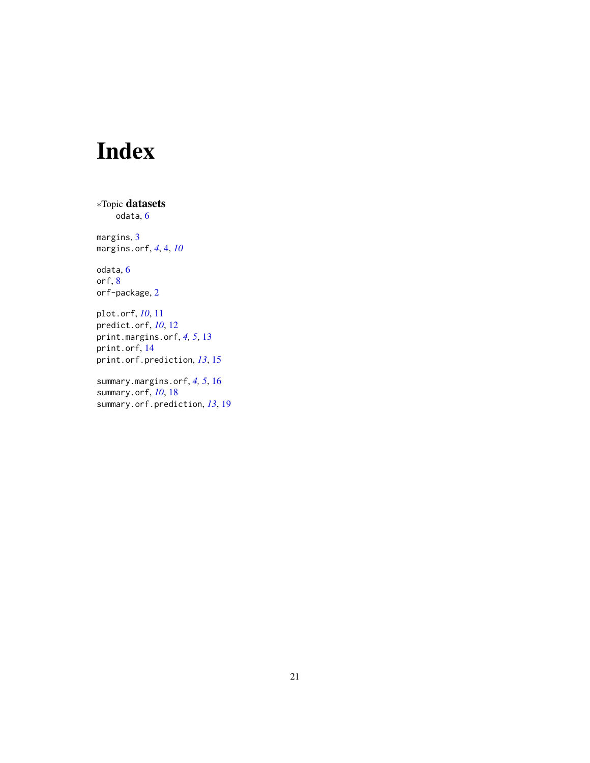# Index

∗Topic **datasets**

odata, 6

margins, 3
margins.orf, *4*, 4, *10*

odata, 6
orf, 8
orf-package, 2

plot.orf, *10*, 11
predict.orf, *10*, 12
print.margins.orf, *4, 5*, 13
print.orf, 14
print.orf.prediction, *13*, 15

summary.margins.orf, *4, 5*, 16
summary.orf, *10*, 18
summary.orf.prediction, *13*, 19